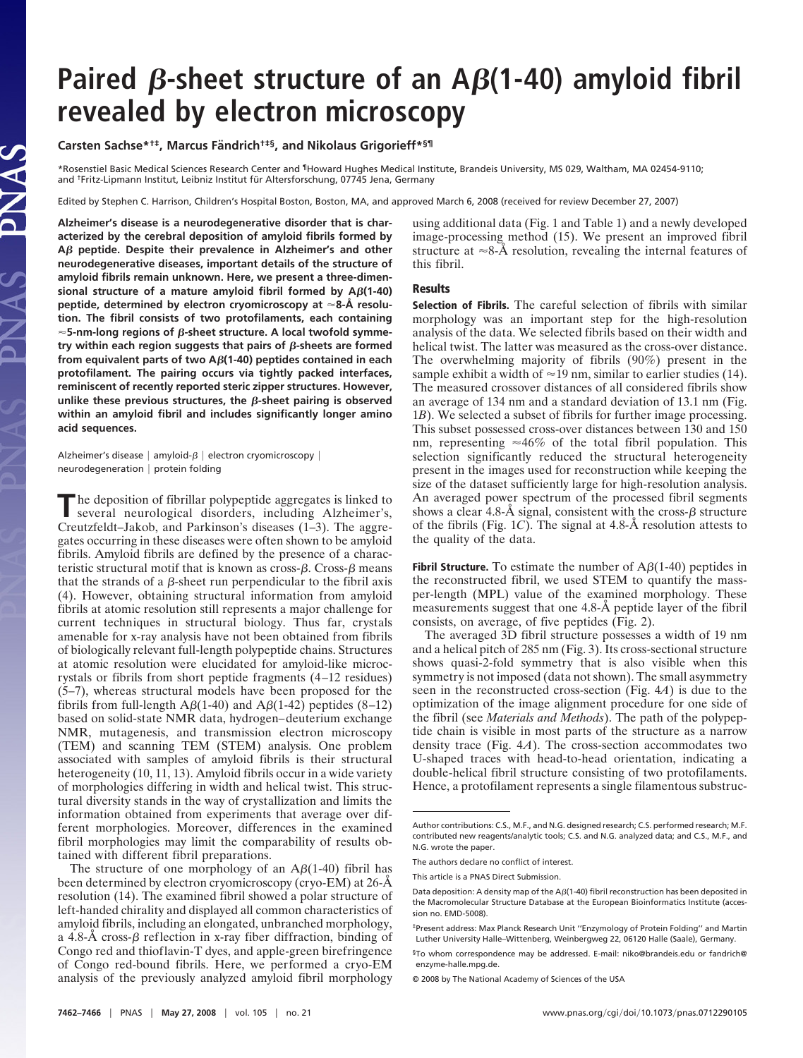# Paired β-sheet structure of an Aβ(1-40) amyloid fibril revealed by electron microscopy

**Carsten Sachse\*†‡, Marcus Fändrich†‡§, and Nikolaus Grigorieff\*§¶**

\*Rosenstiel Basic Medical Sciences Research Center and ¶Howard Hughes Medical Institute, Brandeis University, MS 029, Waltham, MA 02454-9110; and †Fritz-Lipmann Institut, Leibniz Institut für Altersforschung, 07745 Jena, Germany

Edited by Stephen C. Harrison, Children's Hospital Boston, Boston, MA, and approved March 6, 2008 (received for review December 27, 2007)

**Alzheimer's disease is a neurodegenerative disorder that is characterized by the cerebral deposition of amyloid fibrils formed by Aβ peptide. Despite their prevalence in Alzheimer's and other neurodegenerative diseases, important details of the structure of amyloid fibrils remain unknown. Here, we present a three-dimensional structure of a mature amyloid fibril formed by Aβ(1-40) peptide, determined by electron cryomicroscopy at ≈8-Å resolution. The fibril consists of two protofilaments, each containing ≈5-nm-long regions of β-sheet structure. A local twofold symmetry within each region suggests that pairs of β-sheets are formed from equivalent parts of two Aβ(1-40) peptides contained in each protofilament. The pairing occurs via tightly packed interfaces, reminiscent of recently reported steric zipper structures. However, unlike these previous structures, the β-sheet pairing is observed within an amyloid fibril and includes significantly longer amino acid sequences.**

Alzheimer's disease | amyloid-β | electron cryomicroscopy | neurodegeneration | protein folding

The deposition of fibrillar polypeptide aggregates is linked to several neurological disorders, including Alzheimer's, Creutzfeldt–Jakob, and Parkinson's diseases (1–3). The aggregates occurring in these diseases were often shown to be amyloid fibrils. Amyloid fibrils are defined by the presence of a characteristic structural motif that is known as cross-β. Cross-β means that the strands of a β-sheet run perpendicular to the fibril axis (4). However, obtaining structural information from amyloid fibrils at atomic resolution still represents a major challenge for current techniques in structural biology. Thus far, crystals amenable for x-ray analysis have not been obtained from fibrils of biologically relevant full-length polypeptide chains. Structures at atomic resolution were elucidated for amyloid-like microcrystals or fibrils from short peptide fragments (4–12 residues) (5–7), whereas structural models have been proposed for the fibrils from full-length Aβ(1-40) and Aβ(1-42) peptides (8–12) based on solid-state NMR data, hydrogen–deuterium exchange NMR, mutagenesis, and transmission electron microscopy (TEM) and scanning TEM (STEM) analysis. One problem associated with samples of amyloid fibrils is their structural heterogeneity (10, 11, 13). Amyloid fibrils occur in a wide variety of morphologies differing in width and helical twist. This structural diversity stands in the way of crystallization and limits the information obtained from experiments that average over different morphologies. Moreover, differences in the examined fibril morphologies may limit the comparability of results obtained with different fibril preparations.

The structure of one morphology of an Aβ(1-40) fibril has been determined by electron cryomicroscopy (cryo-EM) at 26-Å resolution (14). The examined fibril showed a polar structure of left-handed chirality and displayed all common characteristics of amyloid fibrils, including an elongated, unbranched morphology, a 4.8-Å cross-β reflection in x-ray fiber diffraction, binding of Congo red and thioflavin-T dyes, and apple-green birefringence of Congo red-bound fibrils. Here, we performed a cryo-EM analysis of the previously analyzed amyloid fibril morphology using additional data (Fig. 1 and Table 1) and a newly developed image-processing method (15). We present an improved fibril structure at ≈8-Å resolution, revealing the internal features of this fibril.

## Results

**Selection of Fibrils.** The careful selection of fibrils with similar morphology was an important step for the high-resolution analysis of the data. We selected fibrils based on their width and helical twist. The latter was measured as the cross-over distance. The overwhelming majority of fibrils (90%) present in the sample exhibit a width of ≈19 nm, similar to earlier studies (14). The measured crossover distances of all considered fibrils show an average of 134 nm and a standard deviation of 13.1 nm (Fig. 1*B*). We selected a subset of fibrils for further image processing. This subset possessed cross-over distances between 130 and 150 nm, representing ≈46% of the total fibril population. This selection significantly reduced the structural heterogeneity present in the images used for reconstruction while keeping the size of the dataset sufficiently large for high-resolution analysis. An averaged power spectrum of the processed fibril segments shows a clear 4.8-Å signal, consistent with the cross-β structure of the fibrils (Fig. 1*C*). The signal at 4.8-Å resolution attests to the quality of the data.

**Fibril Structure.** To estimate the number of Aβ(1-40) peptides in the reconstructed fibril, we used STEM to quantify the mass-per-length (MPL) value of the examined morphology. These measurements suggest that one 4.8-Å peptide layer of the fibril consists, on average, of five peptides (Fig. 2).

The averaged 3D fibril structure possesses a width of 19 nm and a helical pitch of 285 nm (Fig. 3). Its cross-sectional structure shows quasi-2-fold symmetry that is also visible when this symmetry is not imposed (data not shown). The small asymmetry seen in the reconstructed cross-section (Fig. 4*A*) is due to the optimization of the image alignment procedure for one side of the fibril (see *Materials and Methods*). The path of the polypeptide chain is visible in most parts of the structure as a narrow density trace (Fig. 4*A*). The cross-section accommodates two U-shaped traces with head-to-head orientation, indicating a double-helical fibril structure consisting of two protofilaments. Hence, a protofilament represents a single filamentous substruc-

---

Author contributions: C.S., M.F., and N.G. designed research; C.S. performed research; M.F. contributed new reagents/analytic tools; C.S. and N.G. analyzed data; and C.S., M.F., and N.G. wrote the paper.

The authors declare no conflict of interest.

This article is a PNAS Direct Submission.

Data deposition: A density map of the Aβ(1-40) fibril reconstruction has been deposited in the Macromolecular Structure Database at the European Bioinformatics Institute (accession no. EMD-5008).

‡Present address: Max Planck Research Unit "Enzymology of Protein Folding" and Martin Luther University Halle–Wittenberg, Weinbergweg 22, 06120 Halle (Saale), Germany.

§To whom correspondence may be addressed. E-mail: niko@brandeis.edu or fandrich@enzyme-halle.mpg.de.

© 2008 by The National Academy of Sciences of the USA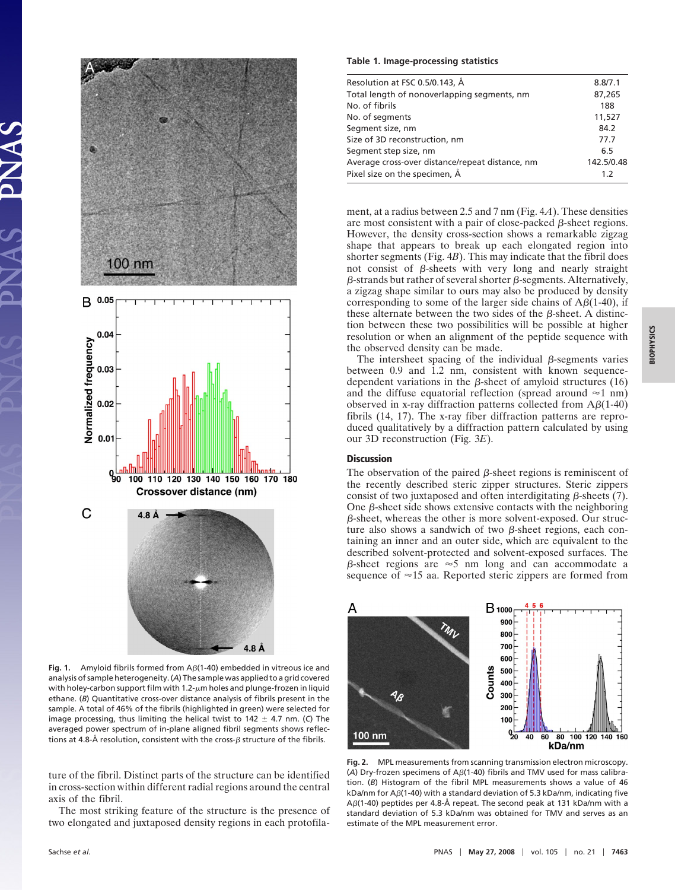Fig. 1. Amyloid fibrils formed from Aβ(1-40) embedded in vitreous ice and analysis of sample heterogeneity. (*A*) The sample was applied to a grid covered with holey-carbon support film with 1.2-μm holes and plunge-frozen in liquid ethane. (*B*) Quantitative cross-over distance analysis of fibrils present in the sample. A total of 46% of the fibrils (highlighted in green) were selected for image processing, thus limiting the helical twist to 142 ± 4.7 nm. (*C*) The averaged power spectrum of in-plane aligned fibril segments shows reflections at 4.8-Å resolution, consistent with the cross-β structure of the fibrils.

ture of the fibril. Distinct parts of the structure can be identified in cross-section within different radial regions around the central axis of the fibril.

The most striking feature of the structure is the presence of two elongated and juxtaposed density regions in each protofilament, at a radius between 2.5 and 7 nm (Fig. 4*A*). These densities are most consistent with a pair of close-packed β-sheet regions. However, the density cross-section shows a remarkable zigzag shape that appears to break up each elongated region into shorter segments (Fig. 4*B*). This may indicate that the fibril does not consist of β-sheets with very long and nearly straight β-strands but rather of several shorter β-segments. Alternatively, a zigzag shape similar to ours may also be produced by density corresponding to some of the larger side chains of Aβ(1-40), if these alternate between the two sides of the β-sheet. A distinction between these two possibilities will be possible at higher resolution or when an alignment of the peptide sequence with the observed density can be made.

The intersheet spacing of the individual β-segments varies between 0.9 and 1.2 nm, consistent with known sequence-dependent variations in the β-sheet of amyloid structures (16) and the diffuse equatorial reflection (spread around ≈1 nm) observed in x-ray diffraction patterns collected from Aβ(1-40) fibrils (14, 17). The x-ray fiber diffraction patterns are reproduced qualitatively by a diffraction pattern calculated by using our 3D reconstruction (Fig. 3*E*).

**Table 1. Image-processing statistics**

| | |
|---|---|
| Resolution at FSC 0.5/0.143, Å | 8.8/7.1 |
| Total length of nonoverlapping segments, nm | 87,265 |
| No. of fibrils | 188 |
| No. of segments | 11,527 |
| Segment size, nm | 84.2 |
| Size of 3D reconstruction, nm | 77.7 |
| Segment step size, nm | 6.5 |
| Average cross-over distance/repeat distance, nm | 142.5/0.48 |
| Pixel size on the specimen, Å | 1.2 |

## Discussion

The observation of the paired β-sheet regions is reminiscent of the recently described steric zipper structures. Steric zippers consist of two juxtaposed and often interdigitating β-sheets (7). One β-sheet side shows extensive contacts with the neighboring β-sheet, whereas the other is more solvent-exposed. Our structure also shows a sandwich of two β-sheet regions, each containing an inner and an outer side, which are equivalent to the described solvent-protected and solvent-exposed surfaces. The β-sheet regions are ≈5 nm long and can accommodate a sequence of ≈15 aa. Reported steric zippers are formed from

Fig. 2. MPL measurements from scanning transmission electron microscopy. (*A*) Dry-frozen specimens of Aβ(1-40) fibrils and TMV used for mass calibration. (*B*) Histogram of the fibril MPL measurements shows a value of 46 kDa/nm for Aβ(1-40) with a standard deviation of 5.3 kDa/nm, indicating five Aβ(1-40) peptides per 4.8-Å repeat. The second peak at 131 kDa/nm with a standard deviation of 5.3 kDa/nm was obtained for TMV and serves as an estimate of the MPL measurement error.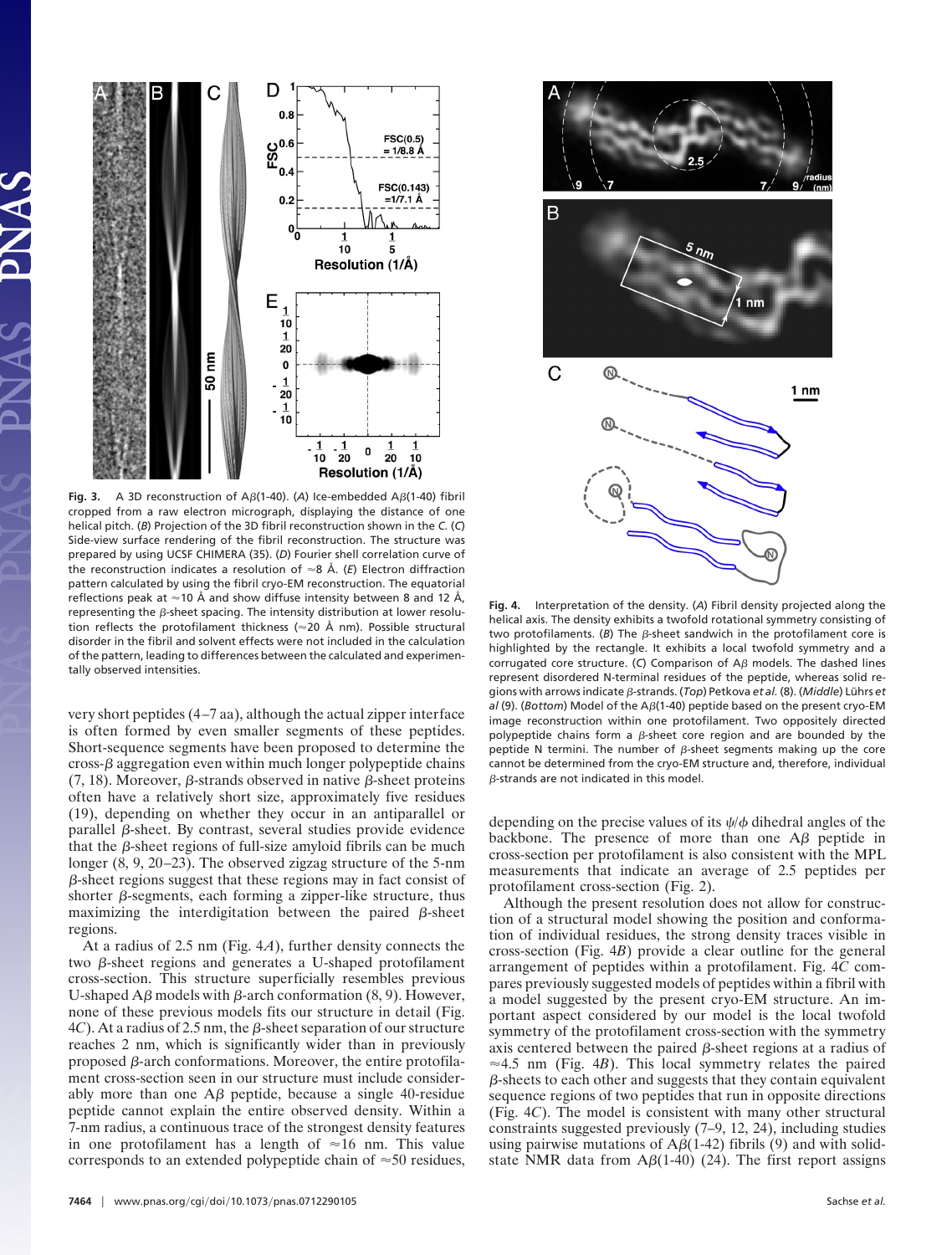**Fig. 3.** A 3D reconstruction of A$\beta$(1-40). (*A*) Ice-embedded A$\beta$(1-40) fibril cropped from a raw electron micrograph, displaying the distance of one helical pitch. (*B*) Projection of the 3D fibril reconstruction shown in the *C*. (*C*) Side-view surface rendering of the fibril reconstruction. The structure was prepared by using UCSF CHIMERA (35). (*D*) Fourier shell correlation curve of the reconstruction indicates a resolution of $\approx$8 Å. (*E*) Electron diffraction pattern calculated by using the fibril cryo-EM reconstruction. The equatorial reflections peak at $\approx$10 Å and show diffuse intensity between 8 and 12 Å, representing the $\beta$-sheet spacing. The intensity distribution at lower resolution reflects the protofilament thickness ($\approx$20 Å nm). Possible structural disorder in the fibril and solvent effects were not included in the calculation of the pattern, leading to differences between the calculated and experimentally observed intensities.

**Fig. 4.** Interpretation of the density. (*A*) Fibril density projected along the helical axis. The density exhibits a twofold rotational symmetry consisting of two protofilaments. (*B*) The $\beta$-sheet sandwich in the protofilament core is highlighted by the rectangle. It exhibits a local twofold symmetry and a corrugated core structure. (*C*) Comparison of A$\beta$ models. The dashed lines represent disordered N-terminal residues of the peptide, whereas solid regions with arrows indicate $\beta$-strands. (*Top*) Petkova *et al.* (8). (*Middle*) Lührs *et al* (9). (*Bottom*) Model of the A$\beta$(1-40) peptide based on the present cryo-EM image reconstruction within one protofilament. Two oppositely directed polypeptide chains form a $\beta$-sheet core region and are bounded by the peptide N termini. The number of $\beta$-sheet segments making up the core cannot be determined from the cryo-EM structure and, therefore, individual $\beta$-strands are not indicated in this model.

very short peptides (4–7 aa), although the actual zipper interface is often formed by even smaller segments of these peptides. Short-sequence segments have been proposed to determine the cross-$\beta$ aggregation even within much longer polypeptide chains (7, 18). Moreover, $\beta$-strands observed in native $\beta$-sheet proteins often have a relatively short size, approximately five residues (19), depending on whether they occur in an antiparallel or parallel $\beta$-sheet. By contrast, several studies provide evidence that the $\beta$-sheet regions of full-size amyloid fibrils can be much longer (8, 9, 20–23). The observed zigzag structure of the 5-nm $\beta$-sheet regions suggest that these regions may in fact consist of shorter $\beta$-segments, each forming a zipper-like structure, thus maximizing the interdigitation between the paired $\beta$-sheet regions.

At a radius of 2.5 nm (Fig. 4*A*), further density connects the two $\beta$-sheet regions and generates a U-shaped protofilament cross-section. This structure superficially resembles previous U-shaped A$\beta$ models with $\beta$-arch conformation (8, 9). However, none of these previous models fits our structure in detail (Fig. 4*C*). At a radius of 2.5 nm, the $\beta$-sheet separation of our structure reaches 2 nm, which is significantly wider than in previously proposed $\beta$-arch conformations. Moreover, the entire protofilament cross-section seen in our structure must include considerably more than one A$\beta$ peptide, because a single 40-residue peptide cannot explain the entire observed density. Within a 7-nm radius, a continuous trace of the strongest density features in one protofilament has a length of $\approx$16 nm. This value corresponds to an extended polypeptide chain of $\approx$50 residues, depending on the precise values of its $\psi/\phi$ dihedral angles of the backbone. The presence of more than one A$\beta$ peptide in cross-section per protofilament is also consistent with the MPL measurements that indicate an average of 2.5 peptides per protofilament cross-section (Fig. 2).

Although the present resolution does not allow for construction of a structural model showing the position and conformation of individual residues, the strong density traces visible in cross-section (Fig. 4*B*) provide a clear outline for the general arrangement of peptides within a protofilament. Fig. 4*C* compares previously suggested models of peptides within a fibril with a model suggested by the present cryo-EM structure. An important aspect considered by our model is the local twofold symmetry of the protofilament cross-section with the symmetry axis centered between the paired $\beta$-sheet regions at a radius of $\approx$4.5 nm (Fig. 4*B*). This local symmetry relates the paired $\beta$-sheets to each other and suggests that they contain equivalent sequence regions of two peptides that run in opposite directions (Fig. 4*C*). The model is consistent with many other structural constraints suggested previously (7–9, 12, 24), including studies using pairwise mutations of A$\beta$(1-42) fibrils (9) and with solid-state NMR data from A$\beta$(1-40) (24). The first report assigns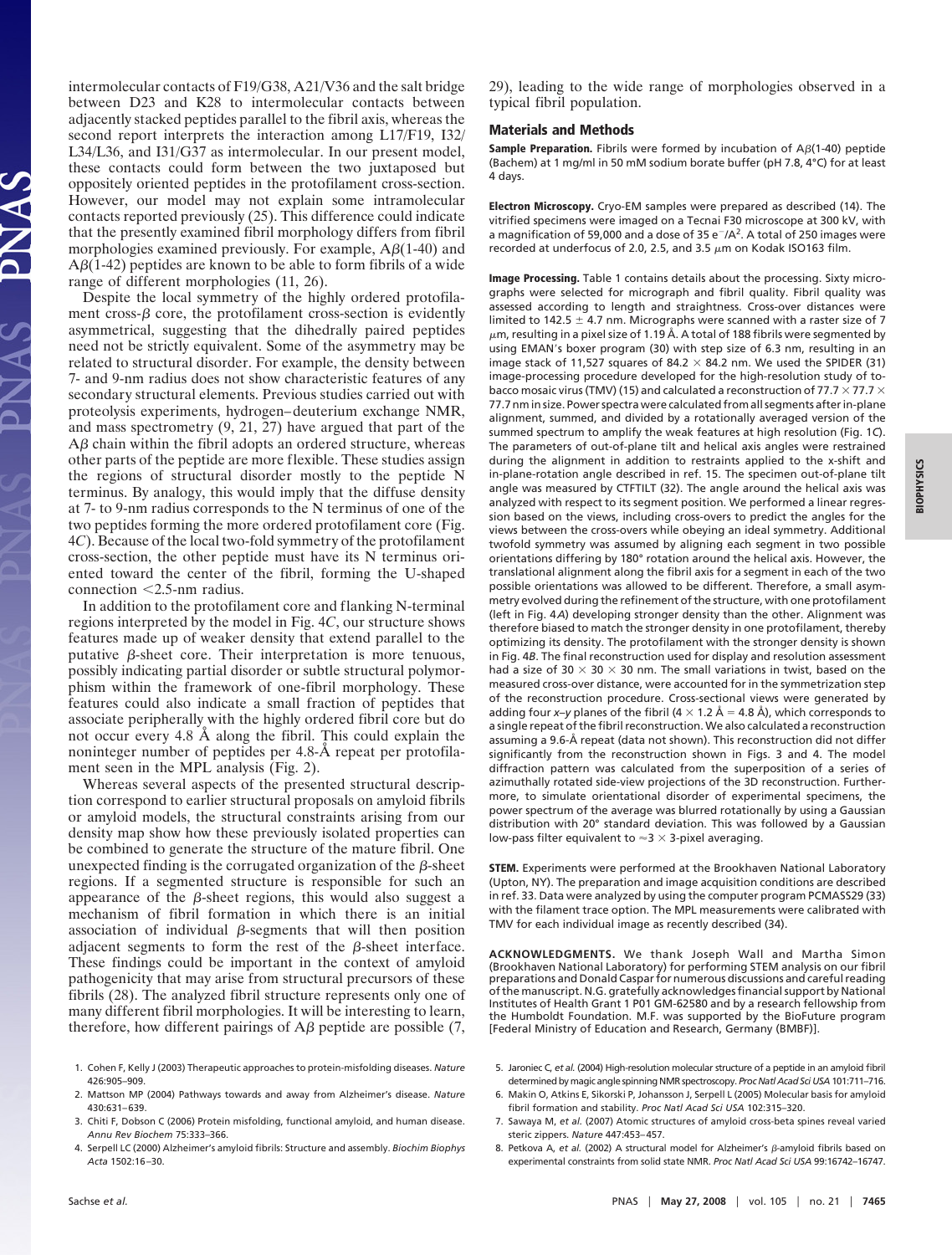intermolecular contacts of F19/G38, A21/V36 and the salt bridge between D23 and K28 to intermolecular contacts between adjacently stacked peptides parallel to the fibril axis, whereas the second report interprets the interaction among L17/F19, I32/L34/L36, and I31/G37 as intermolecular. In our present model, these contacts could form between the two juxtaposed but oppositely oriented peptides in the protofilament cross-section. However, our model may not explain some intramolecular contacts reported previously (25). This difference could indicate that the presently examined fibril morphology differs from fibril morphologies examined previously. For example, Aβ(1-40) and Aβ(1-42) peptides are known to be able to form fibrils of a wide range of different morphologies (11, 26).

Despite the local symmetry of the highly ordered protofilament cross-β core, the protofilament cross-section is evidently asymmetrical, suggesting that the dihedrally paired peptides need not be strictly equivalent. Some of the asymmetry may be related to structural disorder. For example, the density between 7- and 9-nm radius does not show characteristic features of any secondary structural elements. Previous studies carried out with proteolysis experiments, hydrogen–deuterium exchange NMR, and mass spectrometry (9, 21, 27) have argued that part of the Aβ chain within the fibril adopts an ordered structure, whereas other parts of the peptide are more flexible. These studies assign the regions of structural disorder mostly to the peptide N terminus. By analogy, this would imply that the diffuse density at 7- to 9-nm radius corresponds to the N terminus of one of the two peptides forming the more ordered protofilament core (Fig. 4*C*). Because of the local two-fold symmetry of the protofilament cross-section, the other peptide must have its N terminus oriented toward the center of the fibril, forming the U-shaped connection <2.5-nm radius.

In addition to the protofilament core and flanking N-terminal regions interpreted by the model in Fig. 4*C*, our structure shows features made up of weaker density that extend parallel to the putative β-sheet core. Their interpretation is more tenuous, possibly indicating partial disorder or subtle structural polymorphism within the framework of one-fibril morphology. These features could also indicate a small fraction of peptides that associate peripherally with the highly ordered fibril core but do not occur every 4.8 Å along the fibril. This could explain the noninteger number of peptides per 4.8-Å repeat per protofilament seen in the MPL analysis (Fig. 2).

Whereas several aspects of the presented structural description correspond to earlier structural proposals on amyloid fibrils or amyloid models, the structural constraints arising from our density map show how these previously isolated properties can be combined to generate the structure of the mature fibril. One unexpected finding is the corrugated organization of the β-sheet regions. If a segmented structure is responsible for such an appearance of the β-sheet regions, this would also suggest a mechanism of fibril formation in which there is an initial association of individual β-segments that will then position adjacent segments to form the rest of the β-sheet interface. These findings could be important in the context of amyloid pathogenicity that may arise from structural precursors of these fibrils (28). The analyzed fibril structure represents only one of many different fibril morphologies. It will be interesting to learn, therefore, how different pairings of Aβ peptide are possible (7, 29), leading to the wide range of morphologies observed in a typical fibril population.

## Materials and Methods

**Sample Preparation.** Fibrils were formed by incubation of Aβ(1-40) peptide (Bachem) at 1 mg/ml in 50 mM sodium borate buffer (pH 7.8, 4°C) for at least 4 days.

**Electron Microscopy.** Cryo-EM samples were prepared as described (14). The vitrified specimens were imaged on a Tecnai F30 microscope at 300 kV, with a magnification of 59,000 and a dose of 35 $e^{-}$/$A^2$. A total of 250 images were recorded at underfocus of 2.0, 2.5, and 3.5 μm on Kodak ISO163 film.

**Image Processing.** Table 1 contains details about the processing. Sixty micrographs were selected for micrograph and fibril quality. Fibril quality was assessed according to length and straightness. Cross-over distances were limited to 142.5 ± 4.7 nm. Micrographs were scanned with a raster size of 7 μm, resulting in a pixel size of 1.19 Å. A total of 188 fibrils were segmented by using EMAN's boxer program (30) with step size of 6.3 nm, resulting in an image stack of 11,527 squares of 84.2 × 84.2 nm. We used the SPIDER (31) image-processing procedure developed for the high-resolution study of tobacco mosaic virus (TMV) (15) and calculated a reconstruction of 77.7 × 77.7 × 77.7 nm in size. Power spectra were calculated from all segments after in-plane alignment, summed, and divided by a rotationally averaged version of the summed spectrum to amplify the weak features at high resolution (Fig. 1*C*). The parameters of out-of-plane tilt and helical axis angles were restrained during the alignment in addition to restraints applied to the x-shift and in-plane-rotation angle described in ref. 15. The specimen out-of-plane tilt angle was measured by CTFTILT (32). The angle around the helical axis was analyzed with respect to its segment position. We performed a linear regression based on the views, including cross-overs to predict the angles for the views between the cross-overs while obeying an ideal symmetry. Additional twofold symmetry was assumed by aligning each segment in two possible orientations differing by 180° rotation around the helical axis. However, the translational alignment along the fibril axis for a segment in each of the two possible orientations was allowed to be different. Therefore, a small asymmetry evolved during the refinement of the structure, with one protofilament (left in Fig. 4*A*) developing stronger density than the other. Alignment was therefore biased to match the stronger density in one protofilament, thereby optimizing its density. The protofilament with the stronger density is shown in Fig. 4*B*. The final reconstruction used for display and resolution assessment had a size of 30 × 30 × 30 nm. The small variations in twist, based on the measured cross-over distance, were accounted for in the symmetrization step of the reconstruction procedure. Cross-sectional views were generated by adding four *x*–*y* planes of the fibril (4 × 1.2 Å = 4.8 Å), which corresponds to a single repeat of the fibril reconstruction. We also calculated a reconstruction assuming a 9.6-Å repeat (data not shown). This reconstruction did not differ significantly from the reconstruction shown in Figs. 3 and 4. The model diffraction pattern was calculated from the superposition of a series of azimuthally rotated side-view projections of the 3D reconstruction. Furthermore, to simulate orientational disorder of experimental specimens, the power spectrum of the average was blurred rotationally by using a Gaussian distribution with 20° standard deviation. This was followed by a Gaussian low-pass filter equivalent to ≈3 × 3-pixel averaging.

**STEM.** Experiments were performed at the Brookhaven National Laboratory (Upton, NY). The preparation and image acquisition conditions are described in ref. 33. Data were analyzed by using the computer program PCMASS29 (33) with the filament trace option. The MPL measurements were calibrated with TMV for each individual image as recently described (34).

**ACKNOWLEDGMENTS.** We thank Joseph Wall and Martha Simon (Brookhaven National Laboratory) for performing STEM analysis on our fibril preparations and Donald Caspar for numerous discussions and careful reading of the manuscript. N.G. gratefully acknowledges financial support by National Institutes of Health Grant 1 P01 GM-62580 and by a research fellowship from the Humboldt Foundation. M.F. was supported by the BioFuture program [Federal Ministry of Education and Research, Germany (BMBF)].

1. Cohen F, Kelly J (2003) Therapeutic approaches to protein-misfolding diseases. *Nature* 426:905–909.
2. Mattson MP (2004) Pathways towards and away from Alzheimer's disease. *Nature* 430:631–639.
3. Chiti F, Dobson C (2006) Protein misfolding, functional amyloid, and human disease. *Annu Rev Biochem* 75:333–366.
4. Serpell LC (2000) Alzheimer's amyloid fibrils: Structure and assembly. *Biochim Biophys Acta* 1502:16–30.
5. Jaroniec C, *et al.* (2004) High-resolution molecular structure of a peptide in an amyloid fibril determined by magic angle spinning NMR spectroscopy. *Proc Natl Acad Sci USA* 101:711–716.
6. Makin O, Atkins E, Sikorski P, Johansson J, Serpell L (2005) Molecular basis for amyloid fibril formation and stability. *Proc Natl Acad Sci USA* 102:315–320.
7. Sawaya M, *et al.* (2007) Atomic structures of amyloid cross-beta spines reveal varied steric zippers. *Nature* 447:453–457.
8. Petkova A, *et al.* (2002) A structural model for Alzheimer's β-amyloid fibrils based on experimental constraints from solid state NMR. *Proc Natl Acad Sci USA* 99:16742–16747.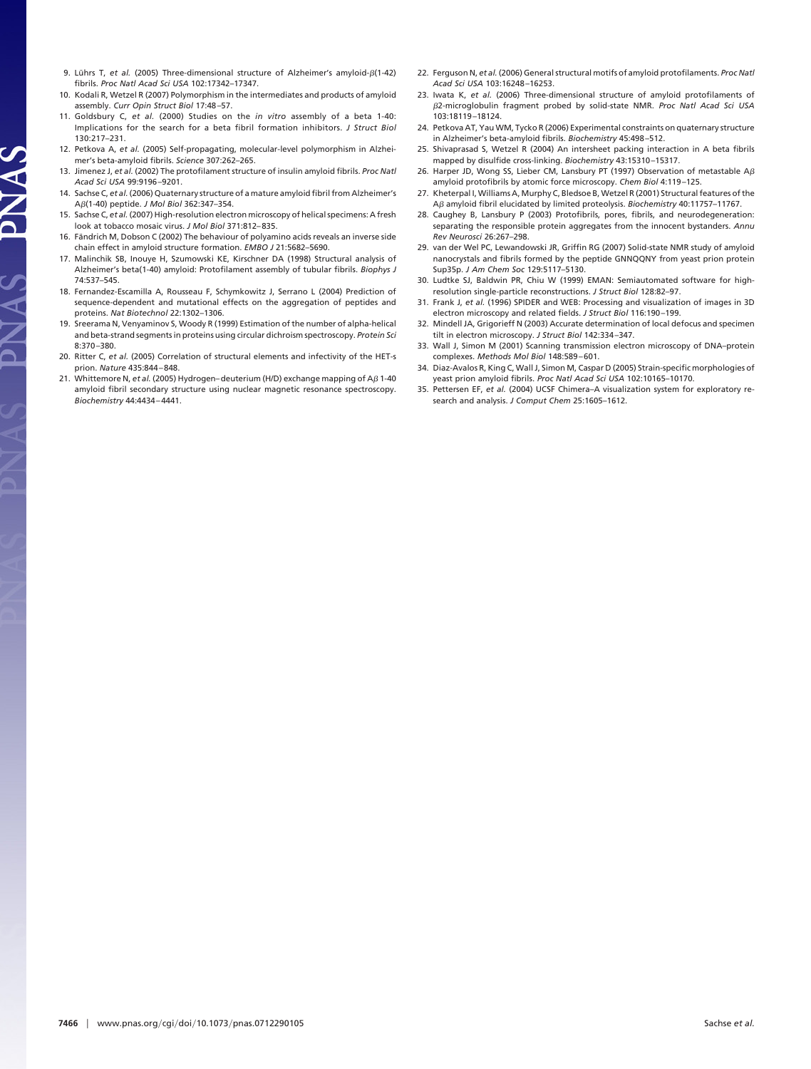9. Lührs T, *et al.* (2005) Three-dimensional structure of Alzheimer's amyloid-β(1-42) fibrils. *Proc Natl Acad Sci USA* 102:17342–17347.
10. Kodali R, Wetzel R (2007) Polymorphism in the intermediates and products of amyloid assembly. *Curr Opin Struct Biol* 17:48–57.
11. Goldsbury C, *et al.* (2000) Studies on the *in vitro* assembly of a beta 1-40: Implications for the search for a beta fibril formation inhibitors. *J Struct Biol* 130:217–231.
12. Petkova A, *et al.* (2005) Self-propagating, molecular-level polymorphism in Alzheimer's beta-amyloid fibrils. *Science* 307:262–265.
13. Jimenez J, *et al.* (2002) The protofilament structure of insulin amyloid fibrils. *Proc Natl Acad Sci USA* 99:9196–9201.
14. Sachse C, *et al.* (2006) Quaternary structure of a mature amyloid fibril from Alzheimer's Aβ(1-40) peptide. *J Mol Biol* 362:347–354.
15. Sachse C, *et al.* (2007) High-resolution electron microscopy of helical specimens: A fresh look at tobacco mosaic virus. *J Mol Biol* 371:812–835.
16. Fändrich M, Dobson C (2002) The behaviour of polyamino acids reveals an inverse side chain effect in amyloid structure formation. *EMBO J* 21:5682–5690.
17. Malinchik SB, Inouye H, Szumowski KE, Kirschner DA (1998) Structural analysis of Alzheimer's beta(1-40) amyloid: Protofilament assembly of tubular fibrils. *Biophys J* 74:537–545.
18. Fernandez-Escamilla A, Rousseau F, Schymkowitz J, Serrano L (2004) Prediction of sequence-dependent and mutational effects on the aggregation of peptides and proteins. *Nat Biotechnol* 22:1302–1306.
19. Sreerama N, Venyaminov S, Woody R (1999) Estimation of the number of alpha-helical and beta-strand segments in proteins using circular dichroism spectroscopy. *Protein Sci* 8:370–380.
20. Ritter C, *et al.* (2005) Correlation of structural elements and infectivity of the HET-s prion. *Nature* 435:844–848.
21. Whittemore N, *et al.* (2005) Hydrogen–deuterium (H/D) exchange mapping of Aβ 1-40 amyloid fibril secondary structure using nuclear magnetic resonance spectroscopy. *Biochemistry* 44:4434–4441.
22. Ferguson N, *et al.* (2006) General structural motifs of amyloid protofilaments. *Proc Natl Acad Sci USA* 103:16248–16253.
23. Iwata K, *et al.* (2006) Three-dimensional structure of amyloid protofilaments of β2-microglobulin fragment probed by solid-state NMR. *Proc Natl Acad Sci USA* 103:18119–18124.
24. Petkova AT, Yau WM, Tycko R (2006) Experimental constraints on quaternary structure in Alzheimer's beta-amyloid fibrils. *Biochemistry* 45:498–512.
25. Shivaprasad S, Wetzel R (2004) An intersheet packing interaction in A beta fibrils mapped by disulfide cross-linking. *Biochemistry* 43:15310–15317.
26. Harper JD, Wong SS, Lieber CM, Lansbury PT (1997) Observation of metastable Aβ amyloid protofibrils by atomic force microscopy. *Chem Biol* 4:119–125.
27. Kheterpal I, Williams A, Murphy C, Bledsoe B, Wetzel R (2001) Structural features of the Aβ amyloid fibril elucidated by limited proteolysis. *Biochemistry* 40:11757–11767.
28. Caughey B, Lansbury P (2003) Protofibrils, pores, fibrils, and neurodegeneration: separating the responsible protein aggregates from the innocent bystanders. *Annu Rev Neurosci* 26:267–298.
29. van der Wel PC, Lewandowski JR, Griffin RG (2007) Solid-state NMR study of amyloid nanocrystals and fibrils formed by the peptide GNNQQNY from yeast prion protein Sup35p. *J Am Chem Soc* 129:5117–5130.
30. Ludtke SJ, Baldwin PR, Chiu W (1999) EMAN: Semiautomated software for high-resolution single-particle reconstructions. *J Struct Biol* 128:82–97.
31. Frank J, *et al.* (1996) SPIDER and WEB: Processing and visualization of images in 3D electron microscopy and related fields. *J Struct Biol* 116:190–199.
32. Mindell JA, Grigorieff N (2003) Accurate determination of local defocus and specimen tilt in electron microscopy. *J Struct Biol* 142:334–347.
33. Wall J, Simon M (2001) Scanning transmission electron microscopy of DNA–protein complexes. *Methods Mol Biol* 148:589–601.
34. Diaz-Avalos R, King C, Wall J, Simon M, Caspar D (2005) Strain-specific morphologies of yeast prion amyloid fibrils. *Proc Natl Acad Sci USA* 102:10165–10170.
35. Pettersen EF, *et al.* (2004) UCSF Chimera–A visualization system for exploratory research and analysis. *J Comput Chem* 25:1605–1612.